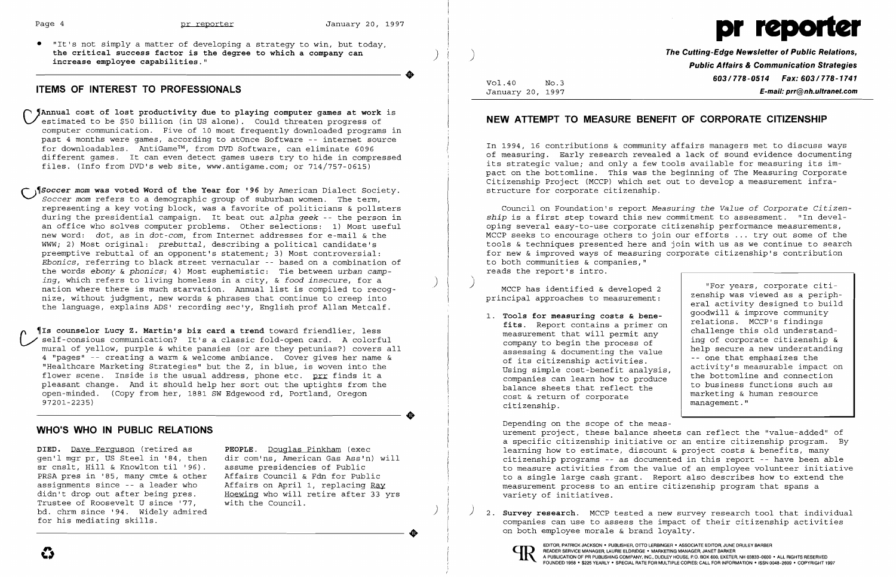• "It's not simply a matter of developing a strategy to win, but today, **the critical success factor is the degree to which a company can increase employee capabilities.**"

## ITEMS OF INTEREST TO PROFESSIONALS

¶**Annual cost of lost productivity due to playing computer games at work** is estimated to be $50 billion (in US alone). Could threaten progress of computer communication. Five of 10 most frequently downloaded programs in past 4 months were games, according to atOnce Software -- internet source for downloadables. AntiGame™, from DVD Software, can eliminate 6096 different games. It can even detect games users try to hide in compressed files. (Info from DVD's web site, www.antigame.com; or 714/757-0615)

¶***Soccer mom* was voted Word of the Year for '96** by American Dialect Society. *Soccer mom* refers to a demographic group of suburban women. The term, representing a key voting block, was a favorite of politicians & pollsters during the presidential campaign. It beat out *alpha geek* -- the person in an office who solves computer problems. Other selections: 1) Most useful new word: *dot*, as in *dot-com*, from Internet addresses for e-mail & the WWW; 2) Most original: *prebuttal*, describing a political candidate's preemptive rebuttal of an opponent's statement; 3) Most controversial: *Ebonics*, referring to black street vernacular -- based on a combination of the words *ebony* & *phonics*; 4) Most euphemistic: Tie between *urban camping*, which refers to living homeless in a city, & *food insecure*, for a nation where there is much starvation. Annual list is compiled to recognize, without judgment, new words & phrases that continue to creep into the language, explains ADS' recording sec'y, English prof Allan Metcalf.

¶**Is counselor Lucy Z. Martin's biz card a trend** toward friendlier, less self-consious communication? It's a classic fold-open card. A colorful mural of yellow, purple & white pansies (or are they petunias?) covers all 4 "pages" -- creating a warm & welcome ambiance. Cover gives her name & "Healthcare Marketing Strategies" but the Z, in blue, is woven into the flower scene. Inside is the usual address, phone etc. prr finds it a pleasant change. And it should help her sort out the uptights from the open-minded. (Copy from her, 1881 SW Edgewood rd, Portland, Oregon 97201-2235)

## WHO'S WHO IN PUBLIC RELATIONS

**DIED.** Dave Ferguson (retired as gen'l mgr pr, US Steel in '84, then sr cnslt, Hill & Knowlton til '96). PRSA pres in '85, many cmte & other assignments since -- a leader who didn't drop out after being pres. Trustee of Roosevelt U since '77, bd. chrm since '94. Widely admired for his mediating skills.

**PEOPLE.** Douglas Pinkham (exec dir com'ns, American Gas Ass'n) will assume presidencies of Public Affairs Council & Fdn for Public Affairs on April 1, replacing Ray Hoewing who will retire after 33 yrs with the Council.

# pr reporter

**The Cutting-Edge Newsletter of Public Relations, Public Affairs & Communication Strategies**
**603/778-0514 Fax: 603/778-1741**
**E-mail: prr@nh.ultranet.com**

Vol.40 No.3
January 20, 1997

## NEW ATTEMPT TO MEASURE BENEFIT OF CORPORATE CITIZENSHIP

In 1994, 16 contributions & community affairs managers met to discuss ways of measuring. Early research revealed a lack of sound evidence documenting its strategic value; and only a few tools available for measuring its impact on the bottomline. This was the beginning of The Measuring Corporate Citizenship Project (MCCP) which set out to develop a measurement infrastructure for corporate citizenship.

Council on Foundation's report *Measuring the Value of Corporate Citizenship* is a first step toward this new commitment to assessment. "In developing several easy-to-use corporate citizenship performance measurements, MCCP seeks to encourage others to join our efforts ... try out some of the tools & techniques presented here and join with us as we continue to search for new & improved ways of measuring corporate citizenship's contribution to both communities & companies," reads the report's intro.

> "For years, corporate citizenship was viewed as a peripheral activity designed to build goodwill & improve community relations. MCCP's findings challenge this old understanding of corporate citizenship & help secure a new understanding -- one that emphasizes the activity's measurable impact on the bottomline and connection to business functions such as marketing & human resource management."

MCCP has identified & developed 2 principal approaches to measurement:

1. **Tools for measuring costs & benefits.** Report contains a primer on measurement that will permit any company to begin the process of assessing & documenting the value of its citizenship activities. Using simple cost-benefit analysis, companies can learn how to produce balance sheets that reflect the cost & return of corporate citizenship.

   Depending on the scope of the measurement project, these balance sheets can reflect the "value-added" of a specific citizenship initiative or an entire citizenship program. By learning how to estimate, discount & project costs & benefits, many citizenship programs -- as documented in this report -- have been able to measure activities from the value of an employee volunteer initiative to a single large cash grant. Report also describes how to extend the measurement process to an entire citizenship program that spans a variety of initiatives.

2. **Survey research.** MCCP tested a new survey research tool that individual companies can use to assess the impact of their citizenship activities on both employee morale & brand loyalty.

EDITOR, PATRICK JACKSON • PUBLISHER, OTTO LERBINGER • ASSOCIATE EDITOR, JUNE DRULEY BARBER
READER SERVICE MANAGER, LAURIE ELDRIDGE • MARKETING MANAGER, JANET BARKER
A PUBLICATION OF PR PUBLISHING COMPANY, INC., DUDLEY HOUSE, P.O. BOX 600, EXETER, NH 03833-0600 • ALL RIGHTS RESERVED
FOUNDED 1958 • $225 YEARLY • SPECIAL RATE FOR MULTIPLE COPIES: CALL FOR INFORMATION • ISSN 0048-2609 • COPYRIGHT 1997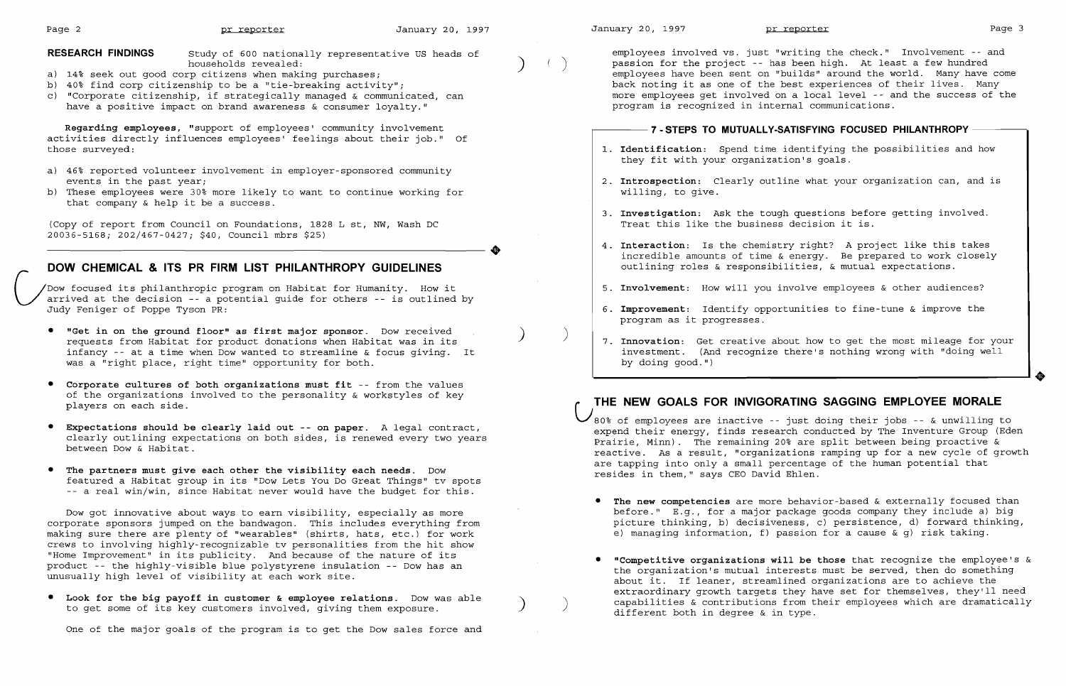**RESEARCH FINDINGS** Study of 600 nationally representative US heads of households revealed:

a) 14% seek out good corp citizens when making purchases;
b) 40% find corp citizenship to be a "tie-breaking activity";
c) "Corporate citizenship, if strategically managed & communicated, can have a positive impact on brand awareness & consumer loyalty."

**Regarding employees**, "support of employees' community involvement activities directly influences employees' feelings about their job." Of those surveyed:

a) 46% reported volunteer involvement in employer-sponsored community events in the past year;
b) These employees were 30% more likely to want to continue working for that company & help it be a success.

(Copy of report from Council on Foundations, 1828 L st, NW, Wash DC 20036-5168; 202/467-0427; $40, Council mbrs $25)

## DOW CHEMICAL & ITS PR FIRM LIST PHILANTHROPY GUIDELINES

Dow focused its philanthropic program on Habitat for Humanity. How it arrived at the decision -- a potential guide for others -- is outlined by Judy Feniger of Poppe Tyson PR:

- **"Get in on the ground floor" as first major sponsor**. Dow received requests from Habitat for product donations when Habitat was in its infancy -- at a time when Dow wanted to streamline & focus giving. It was a "right place, right time" opportunity for both.

- **Corporate cultures of both organizations must fit** -- from the values of the organizations involved to the personality & workstyles of key players on each side.

- **Expectations should be clearly laid out -- on paper**. A legal contract, clearly outlining expectations on both sides, is renewed every two years between Dow & Habitat.

- **The partners must give each other the visibility each needs**. Dow featured a Habitat group in its "Dow Lets You Do Great Things" tv spots -- a real win/win, since Habitat never would have the budget for this.

Dow got innovative about ways to earn visibility, especially as more corporate sponsors jumped on the bandwagon. This includes everything from making sure there are plenty of "wearables" (shirts, hats, etc.) for work crews to involving highly-recognizable tv personalities from the hit show "Home Improvement" in its publicity. And because of the nature of its product -- the highly-visible blue polystyrene insulation -- Dow has an unusually high level of visibility at each work site.

- **Look for the big payoff in customer & employee relations**. Dow was able to get some of its key customers involved, giving them exposure.

One of the major goals of the program is to get the Dow sales force and employees involved vs. just "writing the check." Involvement -- and passion for the project -- has been high. At least a few hundred employees have been sent on "builds" around the world. Many have come back noting it as one of the best experiences of their lives. Many more employees get involved on a local level -- and the success of the program is recognized in internal communications.

### 7-STEPS TO MUTUALLY-SATISFYING FOCUSED PHILANTHROPY

1. **Identification**: Spend time identifying the possibilities and how they fit with your organization's goals.
2. **Introspection**: Clearly outline what your organization can, and is willing, to give.
3. **Investigation**: Ask the tough questions before getting involved. Treat this like the business decision it is.
4. **Interaction**: Is the chemistry right? A project like this takes incredible amounts of time & energy. Be prepared to work closely outlining roles & responsibilities, & mutual expectations.
5. **Involvement**: How will you involve employees & other audiences?
6. **Improvement**: Identify opportunities to fine-tune & improve the program as it progresses.
7. **Innovation**: Get creative about how to get the most mileage for your investment. (And recognize there's nothing wrong with "doing well by doing good.")

## THE NEW GOALS FOR INVIGORATING SAGGING EMPLOYEE MORALE

80% of employees are inactive -- just doing their jobs -- & unwilling to expend their energy, finds research conducted by The Inventure Group (Eden Prairie, Minn). The remaining 20% are split between being proactive & reactive. As a result, "organizations ramping up for a new cycle of growth are tapping into only a small percentage of the human potential that resides in them," says CEO David Ehlen.

- **The new competencies** are more behavior-based & externally focused than before." E.g., for a major package goods company they include a) big picture thinking, b) decisiveness, c) persistence, d) forward thinking, e) managing information, f) passion for a cause & g) risk taking.

- **"Competitive organizations will be those** that recognize the employee's & the organization's mutual interests must be served, then do something about it. If leaner, streamlined organizations are to achieve the extraordinary growth targets they have set for themselves, they'll need capabilities & contributions from their employees which are dramatically different both in degree & in type.